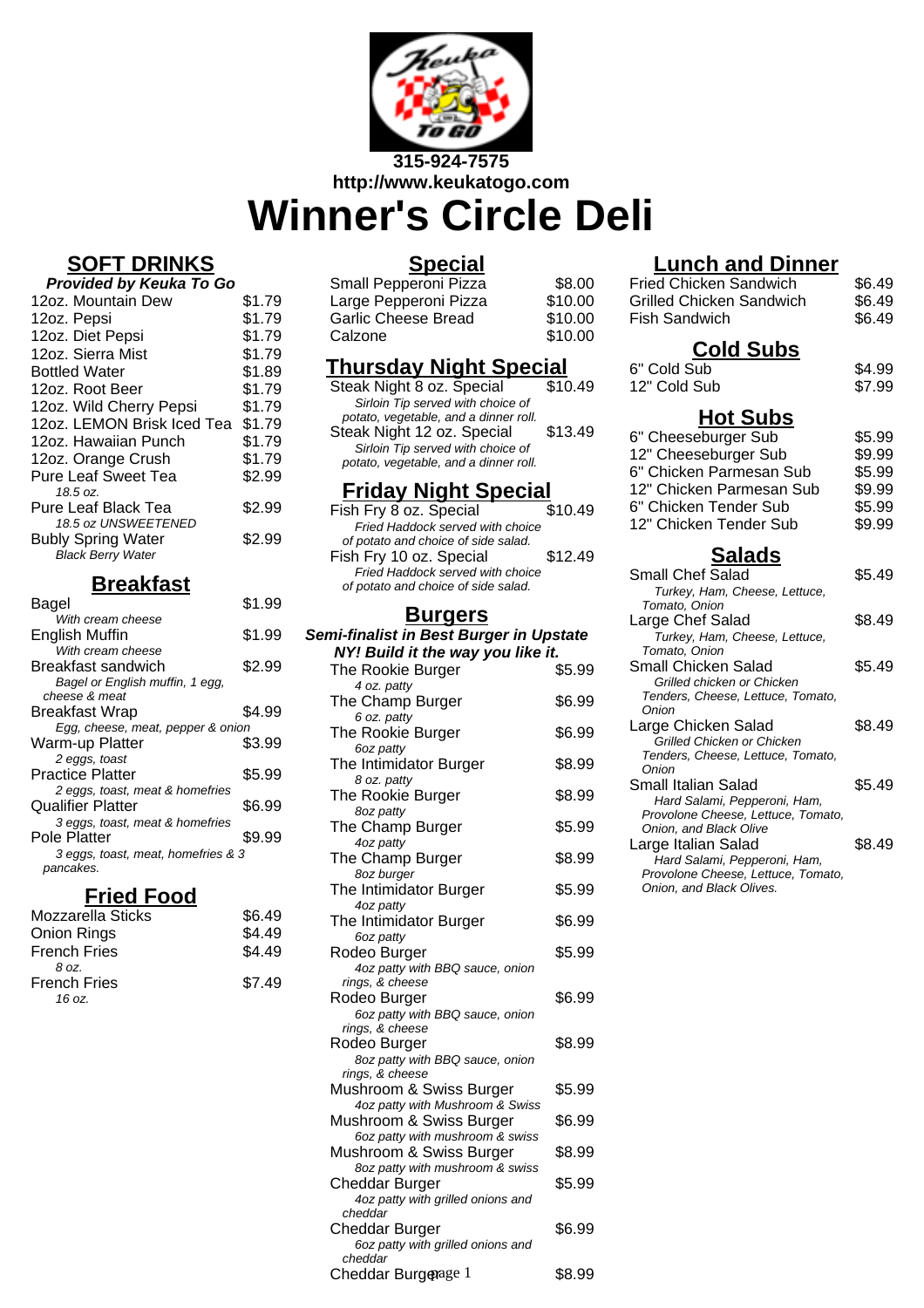315-924-7575
http://www.keukatogo.com

# Winner's Circle Deli

## SOFT DRINKS

***Provided by Keuka To Go***

| Item | Price |
|---|---|
| 12oz. Mountain Dew | $1.79 |
| 12oz. Pepsi | $1.79 |
| 12oz. Diet Pepsi | $1.79 |
| 12oz. Sierra Mist | $1.79 |
| Bottled Water | $1.89 |
| 12oz. Root Beer | $1.79 |
| 12oz. Wild Cherry Pepsi | $1.79 |
| 12oz. LEMON Brisk Iced Tea | $1.79 |
| 12oz. Hawaiian Punch | $1.79 |
| 12oz. Orange Crush | $1.79 |
| Pure Leaf Sweet Tea<br>*18.5 oz.* | $2.99 |
| Pure Leaf Black Tea<br>*18.5 oz UNSWEETENED* | $2.99 |
| Bubly Spring Water<br>*Black Berry Water* | $2.99 |

## Breakfast

| Item | Price |
|---|---|
| Bagel<br>*With cream cheese* | $1.99 |
| English Muffin<br>*With cream cheese* | $1.99 |
| Breakfast sandwich<br>*Bagel or English muffin, 1 egg, cheese & meat* | $2.99 |
| Breakfast Wrap<br>*Egg, cheese, meat, pepper & onion* | $4.99 |
| Warm-up Platter<br>*2 eggs, toast* | $3.99 |
| Practice Platter<br>*2 eggs, toast, meat & homefries* | $5.99 |
| Qualifier Platter<br>*3 eggs, toast, meat & homefries* | $6.99 |
| Pole Platter<br>*3 eggs, toast, meat, homefries & 3 pancakes.* | $9.99 |

## Fried Food

| Item | Price |
|---|---|
| Mozzarella Sticks | $6.49 |
| Onion Rings | $4.49 |
| French Fries<br>*8 oz.* | $4.49 |
| French Fries<br>*16 oz.* | $7.49 |

## Special

| Item | Price |
|---|---|
| Small Pepperoni Pizza | $8.00 |
| Large Pepperoni Pizza | $10.00 |
| Garlic Cheese Bread | $10.00 |
| Calzone | $10.00 |

## Thursday Night Special

| Item | Price |
|---|---|
| Steak Night 8 oz. Special<br>*Sirloin Tip served with choice of potato, vegetable, and a dinner roll.* | $10.49 |
| Steak Night 12 oz. Special<br>*Sirloin Tip served with choice of potato, vegetable, and a dinner roll.* | $13.49 |

## Friday Night Special

| Item | Price |
|---|---|
| Fish Fry 8 oz. Special<br>*Fried Haddock served with choice of potato and choice of side salad.* | $10.49 |
| Fish Fry 10 oz. Special<br>*Fried Haddock served with choice of potato and choice of side salad.* | $12.49 |

## Burgers

***Semi-finalist in Best Burger in Upstate NY! Build it the way you like it.***

| Item | Price |
|---|---|
| The Rookie Burger<br>*4 oz. patty* | $5.99 |
| The Champ Burger<br>*6 oz. patty* | $6.99 |
| The Rookie Burger<br>*6oz patty* | $6.99 |
| The Intimidator Burger<br>*8 oz. patty* | $8.99 |
| The Rookie Burger<br>*8oz patty* | $8.99 |
| The Champ Burger<br>*4oz patty* | $5.99 |
| The Champ Burger<br>*8oz burger* | $8.99 |
| The Intimidator Burger<br>*4oz patty* | $5.99 |
| The Intimidator Burger<br>*6oz patty* | $6.99 |
| Rodeo Burger<br>*4oz patty with BBQ sauce, onion rings, & cheese* | $5.99 |
| Rodeo Burger<br>*6oz patty with BBQ sauce, onion rings, & cheese* | $6.99 |
| Rodeo Burger<br>*8oz patty with BBQ sauce, onion rings, & cheese* | $8.99 |
| Mushroom & Swiss Burger<br>*4oz patty with Mushroom & Swiss* | $5.99 |
| Mushroom & Swiss Burger<br>*6oz patty with mushroom & swiss* | $6.99 |
| Mushroom & Swiss Burger<br>*8oz patty with mushroom & swiss* | $8.99 |
| Cheddar Burger<br>*4oz patty with grilled onions and cheddar* | $5.99 |
| Cheddar Burger<br>*6oz patty with grilled onions and cheddar* | $6.99 |
| Cheddar Burger | $8.99 |

## Lunch and Dinner

| Item | Price |
|---|---|
| Fried Chicken Sandwich | $6.49 |
| Grilled Chicken Sandwich | $6.49 |
| Fish Sandwich | $6.49 |

## Cold Subs

| Item | Price |
|---|---|
| 6" Cold Sub | $4.99 |
| 12" Cold Sub | $7.99 |

## Hot Subs

| Item | Price |
|---|---|
| 6" Cheeseburger Sub | $5.99 |
| 12" Cheeseburger Sub | $9.99 |
| 6" Chicken Parmesan Sub | $5.99 |
| 12" Chicken Parmesan Sub | $9.99 |
| 6" Chicken Tender Sub | $5.99 |
| 12" Chicken Tender Sub | $9.99 |

## Salads

| Item | Price |
|---|---|
| Small Chef Salad<br>*Turkey, Ham, Cheese, Lettuce, Tomato, Onion* | $5.49 |
| Large Chef Salad<br>*Turkey, Ham, Cheese, Lettuce, Tomato, Onion* | $8.49 |
| Small Chicken Salad<br>*Grilled chicken or Chicken Tenders, Cheese, Lettuce, Tomato, Onion* | $5.49 |
| Large Chicken Salad<br>*Grilled Chicken or Chicken Tenders, Cheese, Lettuce, Tomato, Onion* | $8.49 |
| Small Italian Salad<br>*Hard Salami, Pepperoni, Ham, Provolone Cheese, Lettuce, Tomato, Onion, and Black Olive* | $5.49 |
| Large Italian Salad<br>*Hard Salami, Pepperoni, Ham, Provolone Cheese, Lettuce, Tomato, Onion, and Black Olives.* | $8.49 |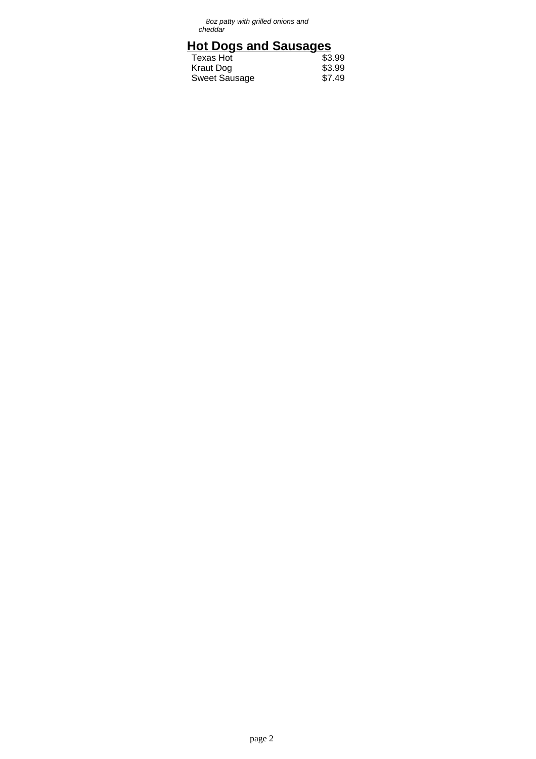*8oz patty with grilled onions and cheddar*

## Hot Dogs and Sausages

| | |
|---|---|
| Texas Hot | $3.99 |
| Kraut Dog | $3.99 |
| Sweet Sausage | $7.49 |